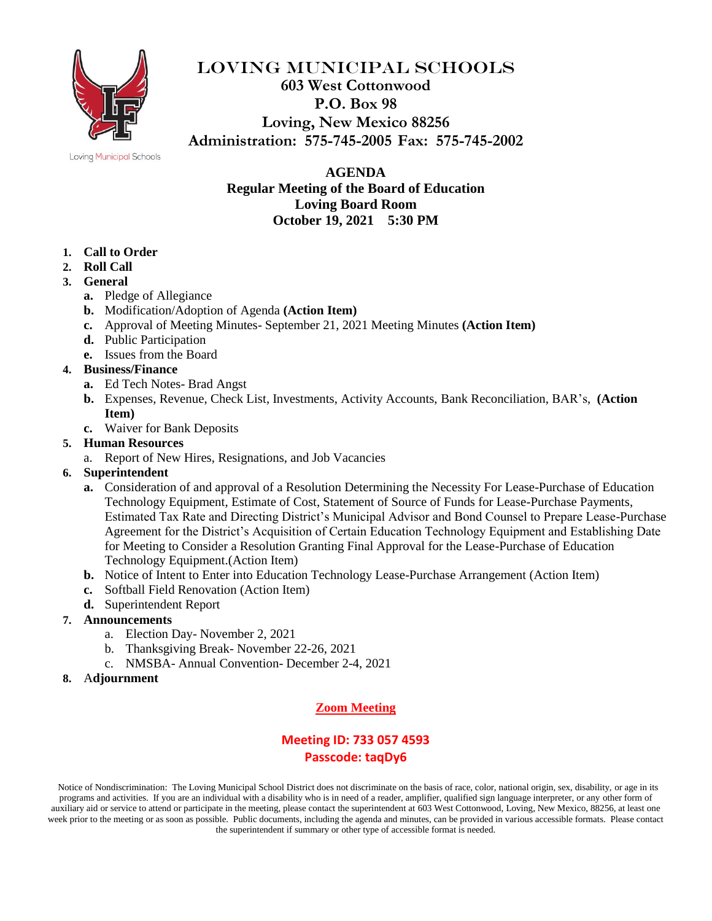# LOVING MUNICIPAL SCHOOLS

**603 West Cottonwood**
**P.O. Box 98**
**Loving, New Mexico 88256**
**Administration: 575-745-2005 Fax: 575-745-2002**

Loving Municipal Schools

## AGENDA
### Regular Meeting of the Board of Education
### Loving Board Room
### October 19, 2021 5:30 PM

1. **Call to Order**
2. **Roll Call**
3. **General**
   - **a.** Pledge of Allegiance
   - **b.** Modification/Adoption of Agenda **(Action Item)**
   - **c.** Approval of Meeting Minutes- September 21, 2021 Meeting Minutes **(Action Item)**
   - **d.** Public Participation
   - **e.** Issues from the Board
4. **Business/Finance**
   - **a.** Ed Tech Notes- Brad Angst
   - **b.** Expenses, Revenue, Check List, Investments, Activity Accounts, Bank Reconciliation, BAR's, **(Action Item)**
   - **c.** Waiver for Bank Deposits
5. **Human Resources**
   - a. Report of New Hires, Resignations, and Job Vacancies
6. **Superintendent**
   - **a.** Consideration of and approval of a Resolution Determining the Necessity For Lease-Purchase of Education Technology Equipment, Estimate of Cost, Statement of Source of Funds for Lease-Purchase Payments, Estimated Tax Rate and Directing District's Municipal Advisor and Bond Counsel to Prepare Lease-Purchase Agreement for the District's Acquisition of Certain Education Technology Equipment and Establishing Date for Meeting to Consider a Resolution Granting Final Approval for the Lease-Purchase of Education Technology Equipment.(Action Item)
   - **b.** Notice of Intent to Enter into Education Technology Lease-Purchase Arrangement (Action Item)
   - **c.** Softball Field Renovation (Action Item)
   - **d.** Superintendent Report
7. **Announcements**
   - a. Election Day- November 2, 2021
   - b. Thanksgiving Break- November 22-26, 2021
   - c. NMSBA- Annual Convention- December 2-4, 2021
8. A**djournment**

**Zoom Meeting**

**Meeting ID: 733 057 4593**
**Passcode: taqDy6**

Notice of Nondiscrimination: The Loving Municipal School District does not discriminate on the basis of race, color, national origin, sex, disability, or age in its programs and activities. If you are an individual with a disability who is in need of a reader, amplifier, qualified sign language interpreter, or any other form of auxiliary aid or service to attend or participate in the meeting, please contact the superintendent at 603 West Cottonwood, Loving, New Mexico, 88256, at least one week prior to the meeting or as soon as possible. Public documents, including the agenda and minutes, can be provided in various accessible formats. Please contact the superintendent if summary or other type of accessible format is needed.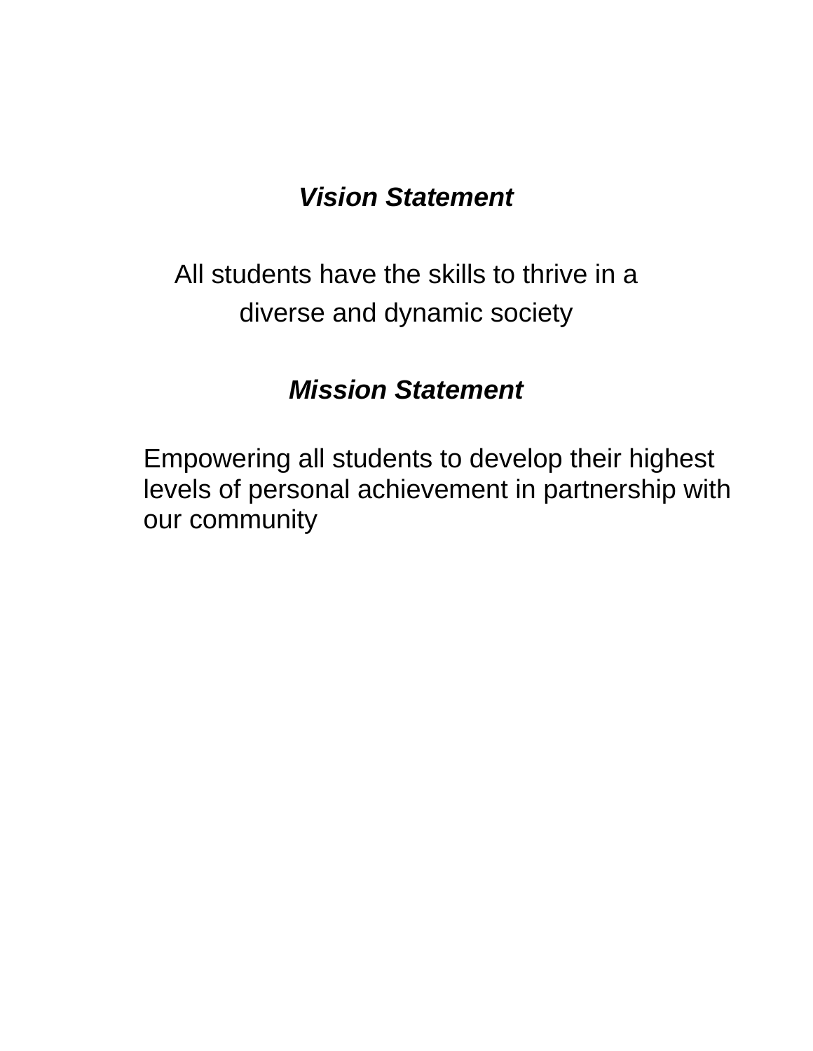## *Vision Statement*

All students have the skills to thrive in a diverse and dynamic society

## *Mission Statement*

Empowering all students to develop their highest levels of personal achievement in partnership with our community